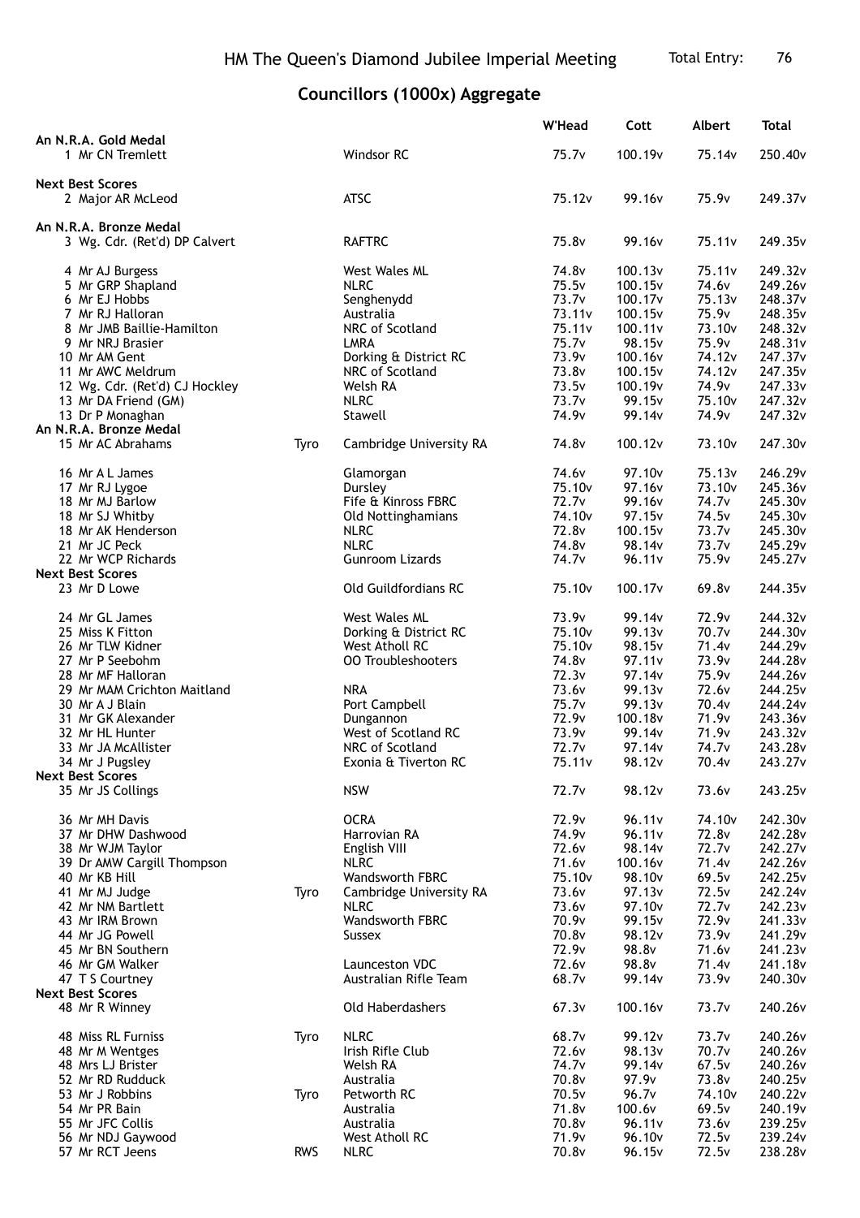HM The Queen's Diamond Jubilee Imperial Meeting

Total Entry: 76

## Councillors (1000x) Aggregate

| | | | | W'Head | Cott | Albert | Total |
|---|---|---|---|---|---|---|---|
| **An N.R.A. Gold Medal** | | | | | | | |
| 1 | Mr CN Tremlett | | Windsor RC | 75.7v | 100.19v | 75.14v | 250.40v |
| **Next Best Scores** | | | | | | | |
| 2 | Major AR McLeod | | ATSC | 75.12v | 99.16v | 75.9v | 249.37v |
| **An N.R.A. Bronze Medal** | | | | | | | |
| 3 | Wg. Cdr. (Ret'd) DP Calvert | | RAFTRC | 75.8v | 99.16v | 75.11v | 249.35v |
| 4 | Mr AJ Burgess | | West Wales ML | 74.8v | 100.13v | 75.11v | 249.32v |
| 5 | Mr GRP Shapland | | NLRC | 75.5v | 100.15v | 74.6v | 249.26v |
| 6 | Mr EJ Hobbs | | Senghenydd | 73.7v | 100.17v | 75.13v | 248.37v |
| 7 | Mr RJ Halloran | | Australia | 73.11v | 100.15v | 75.9v | 248.35v |
| 8 | Mr JMB Baillie-Hamilton | | NRC of Scotland | 75.11v | 100.11v | 73.10v | 248.32v |
| 9 | Mr NRJ Brasier | | LMRA | 75.7v | 98.15v | 75.9v | 248.31v |
| 10 | Mr AM Gent | | Dorking & District RC | 73.9v | 100.16v | 74.12v | 247.37v |
| 11 | Mr AWC Meldrum | | NRC of Scotland | 73.8v | 100.15v | 74.12v | 247.35v |
| 12 | Wg. Cdr. (Ret'd) CJ Hockley | | Welsh RA | 73.5v | 100.19v | 74.9v | 247.33v |
| 13 | Mr DA Friend (GM) | | NLRC | 73.7v | 99.15v | 75.10v | 247.32v |
| 13 | Dr P Monaghan | | Stawell | 74.9v | 99.14v | 74.9v | 247.32v |
| **An N.R.A. Bronze Medal** | | | | | | | |
| 15 | Mr AC Abrahams | Tyro | Cambridge University RA | 74.8v | 100.12v | 73.10v | 247.30v |
| 16 | Mr A L James | | Glamorgan | 74.6v | 97.10v | 75.13v | 246.29v |
| 17 | Mr RJ Lygoe | | Dursley | 75.10v | 97.16v | 73.10v | 245.36v |
| 18 | Mr MJ Barlow | | Fife & Kinross FBRC | 72.7v | 99.16v | 74.7v | 245.30v |
| 18 | Mr SJ Whitby | | Old Nottinghamians | 74.10v | 97.15v | 74.5v | 245.30v |
| 18 | Mr AK Henderson | | NLRC | 72.8v | 100.15v | 73.7v | 245.30v |
| 21 | Mr JC Peck | | NLRC | 74.8v | 98.14v | 73.7v | 245.29v |
| 22 | Mr WCP Richards | | Gunroom Lizards | 74.7v | 96.11v | 75.9v | 245.27v |
| **Next Best Scores** | | | | | | | |
| 23 | Mr D Lowe | | Old Guildfordians RC | 75.10v | 100.17v | 69.8v | 244.35v |
| 24 | Mr GL James | | West Wales ML | 73.9v | 99.14v | 72.9v | 244.32v |
| 25 | Miss K Fitton | | Dorking & District RC | 75.10v | 99.13v | 70.7v | 244.30v |
| 26 | Mr TLW Kidner | | West Atholl RC | 75.10v | 98.15v | 71.4v | 244.29v |
| 27 | Mr P Seebohm | | OO Troubleshooters | 74.8v | 97.11v | 73.9v | 244.28v |
| 28 | Mr MF Halloran | | | 72.3v | 97.14v | 75.9v | 244.26v |
| 29 | Mr MAM Crichton Maitland | | NRA | 73.6v | 99.13v | 72.6v | 244.25v |
| 30 | Mr A J Blain | | Port Campbell | 75.7v | 99.13v | 70.4v | 244.24v |
| 31 | Mr GK Alexander | | Dungannon | 72.9v | 100.18v | 71.9v | 243.36v |
| 32 | Mr HL Hunter | | West of Scotland RC | 73.9v | 99.14v | 71.9v | 243.32v |
| 33 | Mr JA McAllister | | NRC of Scotland | 72.7v | 97.14v | 74.7v | 243.28v |
| 34 | Mr J Pugsley | | Exonia & Tiverton RC | 75.11v | 98.12v | 70.4v | 243.27v |
| **Next Best Scores** | | | | | | | |
| 35 | Mr JS Collings | | NSW | 72.7v | 98.12v | 73.6v | 243.25v |
| 36 | Mr MH Davis | | OCRA | 72.9v | 96.11v | 74.10v | 242.30v |
| 37 | Mr DHW Dashwood | | Harrovian RA | 74.9v | 96.11v | 72.8v | 242.28v |
| 38 | Mr WJM Taylor | | English VIII | 72.6v | 98.14v | 72.7v | 242.27v |
| 39 | Dr AMW Cargill Thompson | | NLRC | 71.6v | 100.16v | 71.4v | 242.26v |
| 40 | Mr KB Hill | | Wandsworth FBRC | 75.10v | 98.10v | 69.5v | 242.25v |
| 41 | Mr MJ Judge | Tyro | Cambridge University RA | 73.6v | 97.13v | 72.5v | 242.24v |
| 42 | Mr NM Bartlett | | NLRC | 73.6v | 97.10v | 72.7v | 242.23v |
| 43 | Mr IRM Brown | | Wandsworth FBRC | 70.9v | 99.15v | 72.9v | 241.33v |
| 44 | Mr JG Powell | | Sussex | 70.8v | 98.12v | 73.9v | 241.29v |
| 45 | Mr BN Southern | | | 72.9v | 98.8v | 71.6v | 241.23v |
| 46 | Mr GM Walker | | Launceston VDC | 72.6v | 98.8v | 71.4v | 241.18v |
| 47 | T S Courtney | | Australian Rifle Team | 68.7v | 99.14v | 73.9v | 240.30v |
| **Next Best Scores** | | | | | | | |
| 48 | Mr R Winney | | Old Haberdashers | 67.3v | 100.16v | 73.7v | 240.26v |
| 48 | Miss RL Furniss | Tyro | NLRC | 68.7v | 99.12v | 73.7v | 240.26v |
| 48 | Mr M Wentges | | Irish Rifle Club | 72.6v | 98.13v | 70.7v | 240.26v |
| 48 | Mrs LJ Brister | | Welsh RA | 74.7v | 99.14v | 67.5v | 240.26v |
| 52 | Mr RD Rudduck | | Australia | 70.8v | 97.9v | 73.8v | 240.25v |
| 53 | Mr J Robbins | Tyro | Petworth RC | 70.5v | 96.7v | 74.10v | 240.22v |
| 54 | Mr PR Bain | | Australia | 71.8v | 100.6v | 69.5v | 240.19v |
| 55 | Mr JFC Collis | | Australia | 70.8v | 96.11v | 73.6v | 239.25v |
| 56 | Mr NDJ Gaywood | | West Atholl RC | 71.9v | 96.10v | 72.5v | 239.24v |
| 57 | Mr RCT Jeens | RWS | NLRC | 70.8v | 96.15v | 72.5v | 238.28v |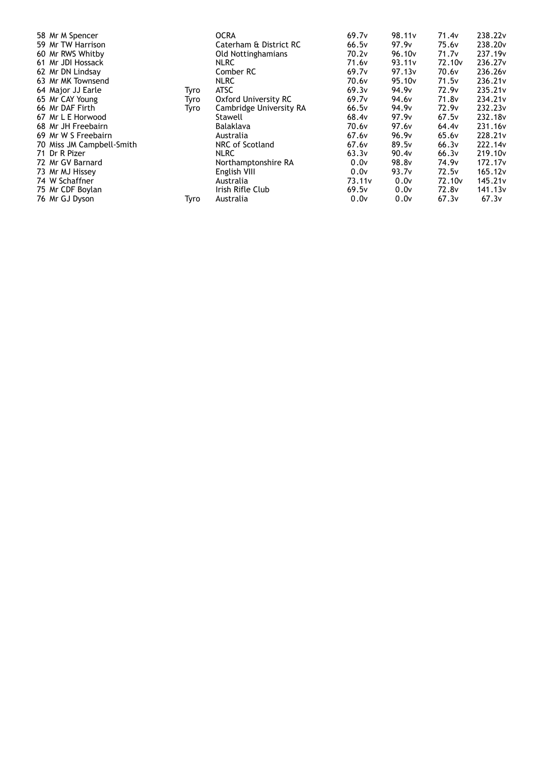| | | | | | | | |
|---|---|---|---|---|---|---|---|
| 58 | Mr M Spencer | | OCRA | 69.7v | 98.11v | 71.4v | 238.22v |
| 59 | Mr TW Harrison | | Caterham & District RC | 66.5v | 97.9v | 75.6v | 238.20v |
| 60 | Mr RWS Whitby | | Old Nottinghamians | 70.2v | 96.10v | 71.7v | 237.19v |
| 61 | Mr JDI Hossack | | NLRC | 71.6v | 93.11v | 72.10v | 236.27v |
| 62 | Mr DN Lindsay | | Comber RC | 69.7v | 97.13v | 70.6v | 236.26v |
| 63 | Mr MK Townsend | | NLRC | 70.6v | 95.10v | 71.5v | 236.21v |
| 64 | Major JJ Earle | Tyro | ATSC | 69.3v | 94.9v | 72.9v | 235.21v |
| 65 | Mr CAY Young | Tyro | Oxford University RC | 69.7v | 94.6v | 71.8v | 234.21v |
| 66 | Mr DAF Firth | Tyro | Cambridge University RA | 66.5v | 94.9v | 72.9v | 232.23v |
| 67 | Mr L E Horwood | | Stawell | 68.4v | 97.9v | 67.5v | 232.18v |
| 68 | Mr JH Freebairn | | Balaklava | 70.6v | 97.6v | 64.4v | 231.16v |
| 69 | Mr W S Freebairn | | Australia | 67.6v | 96.9v | 65.6v | 228.21v |
| 70 | Miss JM Campbell-Smith | | NRC of Scotland | 67.6v | 89.5v | 66.3v | 222.14v |
| 71 | Dr R Pizer | | NLRC | 63.3v | 90.4v | 66.3v | 219.10v |
| 72 | Mr GV Barnard | | Northamptonshire RA | 0.0v | 98.8v | 74.9v | 172.17v |
| 73 | Mr MJ Hissey | | English VIII | 0.0v | 93.7v | 72.5v | 165.12v |
| 74 | W Schaffner | | Australia | 73.11v | 0.0v | 72.10v | 145.21v |
| 75 | Mr CDF Boylan | | Irish Rifle Club | 69.5v | 0.0v | 72.8v | 141.13v |
| 76 | Mr GJ Dyson | Tyro | Australia | 0.0v | 0.0v | 67.3v | 67.3v |